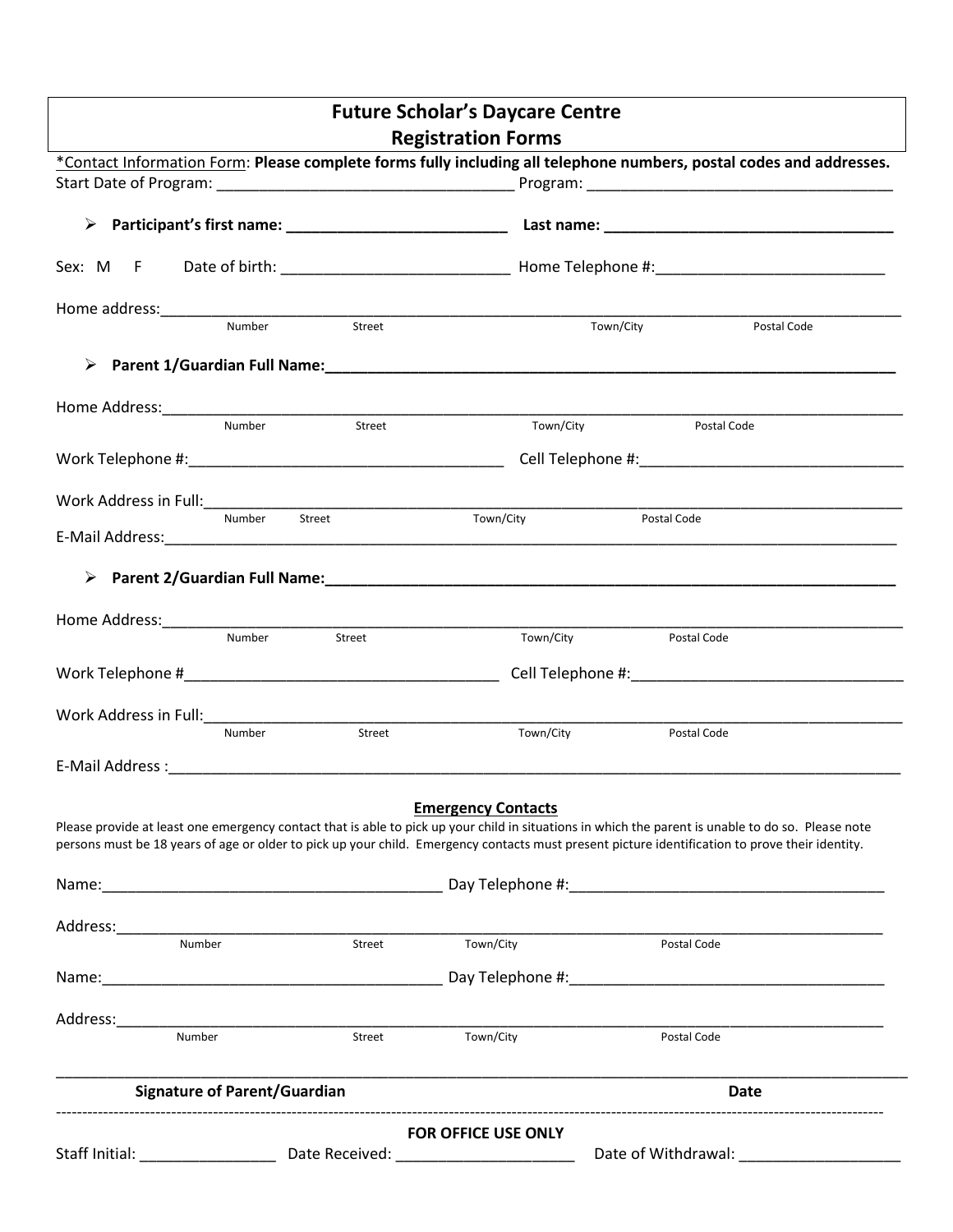# Future Scholar's Daycare Centre
## Registration Forms

*Contact Information Form: **Please complete forms fully including all telephone numbers, postal codes and addresses.**

Start Date of Program: ___________________________________ Program: ___________________________________

- **Participant's first name: __________________________ Last name: __________________________________**

Sex: M F Date of birth: __________________________ Home Telephone #:__________________________

Home address:_______________________________________________________________________________
Number Street Town/City Postal Code

- **Parent 1/Guardian Full Name:_________________________________________________________________**

Home Address:_______________________________________________________________________________
Number Street Town/City Postal Code

Work Telephone #:____________________________________ Cell Telephone #:______________________________

Work Address in Full:__________________________________________________________________________
Number Street Town/City Postal Code

E-Mail Address:_______________________________________________________________________________

- **Parent 2/Guardian Full Name:_________________________________________________________________**

Home Address:_______________________________________________________________________________
Number Street Town/City Postal Code

Work Telephone #____________________________________ Cell Telephone #:_______________________________

Work Address in Full:__________________________________________________________________________
Number Street Town/City Postal Code

E-Mail Address :______________________________________________________________________________

**Emergency Contacts**

Please provide at least one emergency contact that is able to pick up your child in situations in which the parent is unable to do so. Please note persons must be 18 years of age or older to pick up your child. Emergency contacts must present picture identification to prove their identity.

Name:_______________________________________ Day Telephone #:____________________________________

Address:____________________________________________________________________________________
Number Street Town/City Postal Code

Name:_______________________________________ Day Telephone #:____________________________________

Address:____________________________________________________________________________________
Number Street Town/City Postal Code

_____________________________________________________________________________________________

**Signature of Parent/Guardian** **Date**

---

**FOR OFFICE USE ONLY**

Staff Initial: ________________ Date Received: _____________________ Date of Withdrawal: ___________________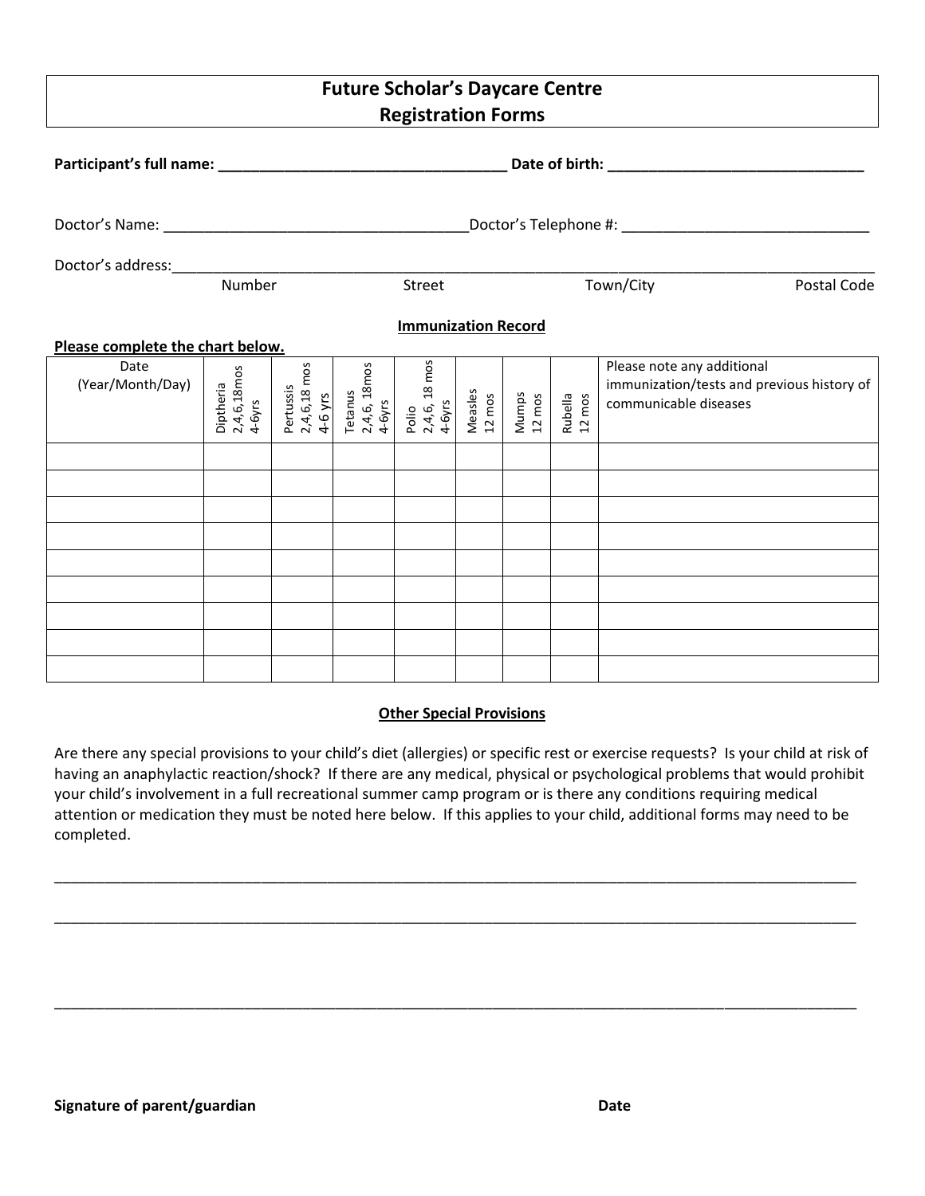# Future Scholar's Daycare Centre
## Registration Forms

**Participant's full name: ___________________________________ Date of birth: _______________________________**

Doctor's Name: ____________________________________Doctor's Telephone #: ______________________________

Doctor's address:___________________________________________________________________________________

Number Street Town/City Postal Code

**Immunization Record**

**Please complete the chart below.**

| Date (Year/Month/Day) | Diptheria 2,4,6,18mos 4-6yrs | Pertussis 2,4,6,18 mos 4-6 yrs | Tetanus 2,4,6, 18mos 4-6yrs | Polio 2,4,6, 18 mos 4-6yrs | Measles 12 mos | Mumps 12 mos | Rubella 12 mos | Please note any additional immunization/tests and previous history of communicable diseases |
|---|---|---|---|---|---|---|---|---|
| | | | | | | | | |
| | | | | | | | | |
| | | | | | | | | |
| | | | | | | | | |
| | | | | | | | | |
| | | | | | | | | |
| | | | | | | | | |
| | | | | | | | | |
| | | | | | | | | |

**Other Special Provisions**

Are there any special provisions to your child's diet (allergies) or specific rest or exercise requests? Is your child at risk of having an anaphylactic reaction/shock? If there are any medical, physical or psychological problems that would prohibit your child's involvement in a full recreational summer camp program or is there any conditions requiring medical attention or medication they must be noted here below. If this applies to your child, additional forms may need to be completed.

_____________________________________________________________________________________________________

_____________________________________________________________________________________________________

_____________________________________________________________________________________________________

**Signature of parent/guardian** **Date**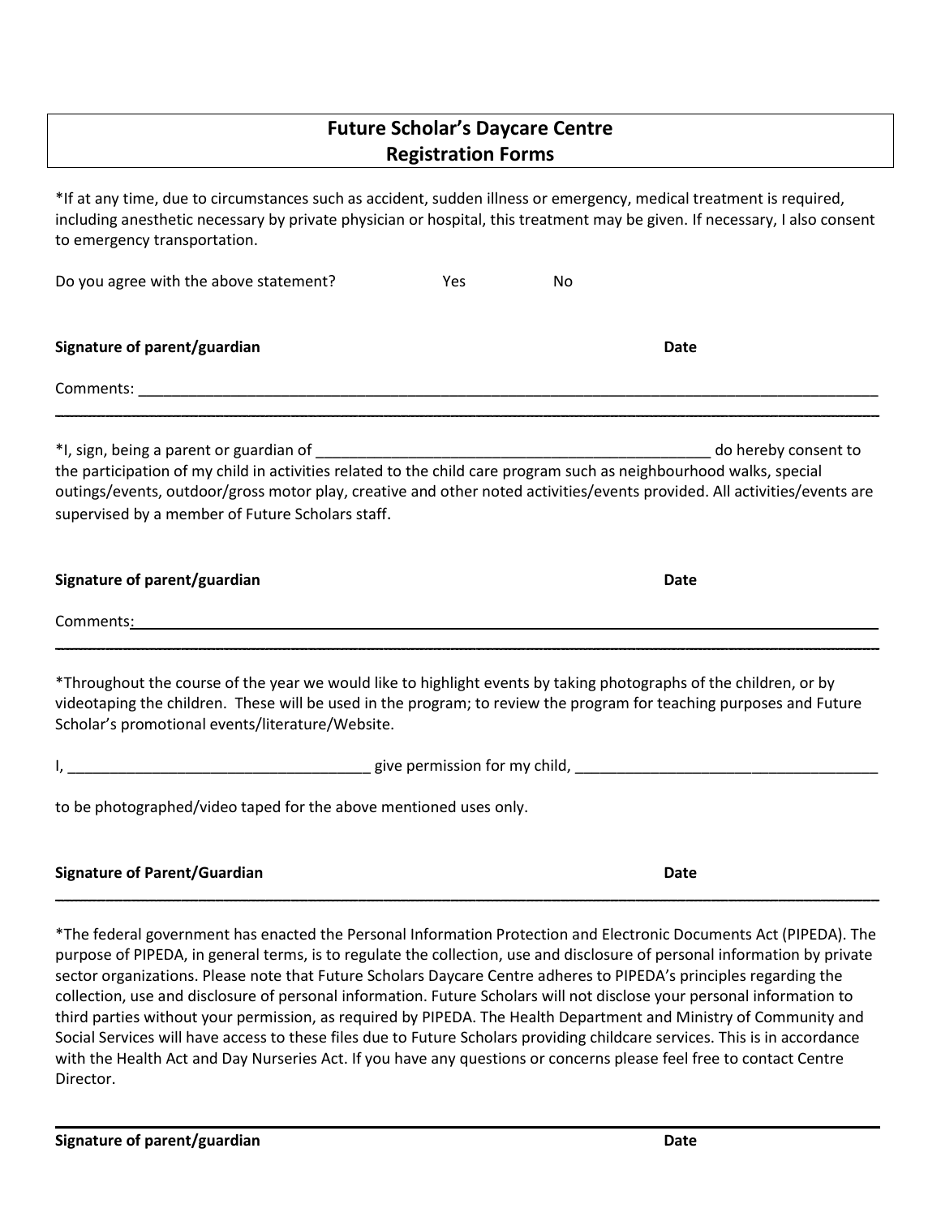# Future Scholar's Daycare Centre
## Registration Forms

*If at any time, due to circumstances such as accident, sudden illness or emergency, medical treatment is required, including anesthetic necessary by private physician or hospital, this treatment may be given. If necessary, I also consent to emergency transportation.

Do you agree with the above statement? Yes No

**Signature of parent/guardian** **Date**

Comments: ______________________________________________________________________________

---

*I, sign, being a parent or guardian of _____________________________________________ do hereby consent to the participation of my child in activities related to the child care program such as neighbourhood walks, special outings/events, outdoor/gross motor play, creative and other noted activities/events provided. All activities/events are supervised by a member of Future Scholars staff.

**Signature of parent/guardian** **Date**

Comments: ______________________________________________________________________________

---

*Throughout the course of the year we would like to highlight events by taking photographs of the children, or by videotaping the children. These will be used in the program; to review the program for teaching purposes and Future Scholar's promotional events/literature/Website.

I, ___________________________________ give permission for my child, ___________________________________

to be photographed/video taped for the above mentioned uses only.

**Signature of Parent/Guardian** **Date**

---

*The federal government has enacted the Personal Information Protection and Electronic Documents Act (PIPEDA). The purpose of PIPEDA, in general terms, is to regulate the collection, use and disclosure of personal information by private sector organizations. Please note that Future Scholars Daycare Centre adheres to PIPEDA's principles regarding the collection, use and disclosure of personal information. Future Scholars will not disclose your personal information to third parties without your permission, as required by PIPEDA. The Health Department and Ministry of Community and Social Services will have access to these files due to Future Scholars providing childcare services. This is in accordance with the Health Act and Day Nurseries Act. If you have any questions or concerns please feel free to contact Centre Director.

---

**Signature of parent/guardian** **Date**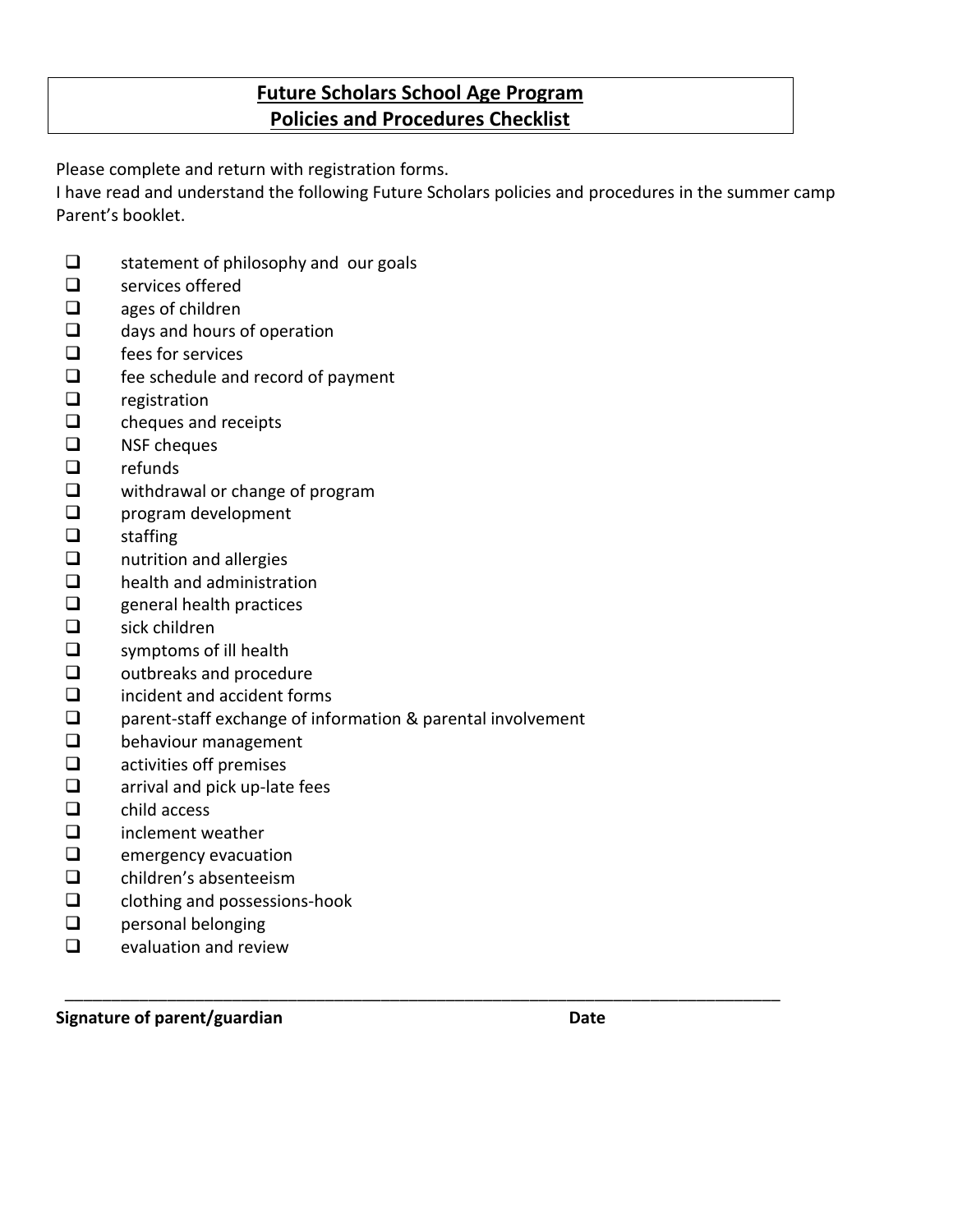# Future Scholars School Age Program
## Policies and Procedures Checklist

Please complete and return with registration forms.
I have read and understand the following Future Scholars policies and procedures in the summer camp Parent's booklet.

- [ ] statement of philosophy and our goals
- [ ] services offered
- [ ] ages of children
- [ ] days and hours of operation
- [ ] fees for services
- [ ] fee schedule and record of payment
- [ ] registration
- [ ] cheques and receipts
- [ ] NSF cheques
- [ ] refunds
- [ ] withdrawal or change of program
- [ ] program development
- [ ] staffing
- [ ] nutrition and allergies
- [ ] health and administration
- [ ] general health practices
- [ ] sick children
- [ ] symptoms of ill health
- [ ] outbreaks and procedure
- [ ] incident and accident forms
- [ ] parent-staff exchange of information & parental involvement
- [ ] behaviour management
- [ ] activities off premises
- [ ] arrival and pick up-late fees
- [ ] child access
- [ ] inclement weather
- [ ] emergency evacuation
- [ ] children's absenteeism
- [ ] clothing and possessions-hook
- [ ] personal belonging
- [ ] evaluation and review

_______________________________________________________________________________

**Signature of parent/guardian** **Date**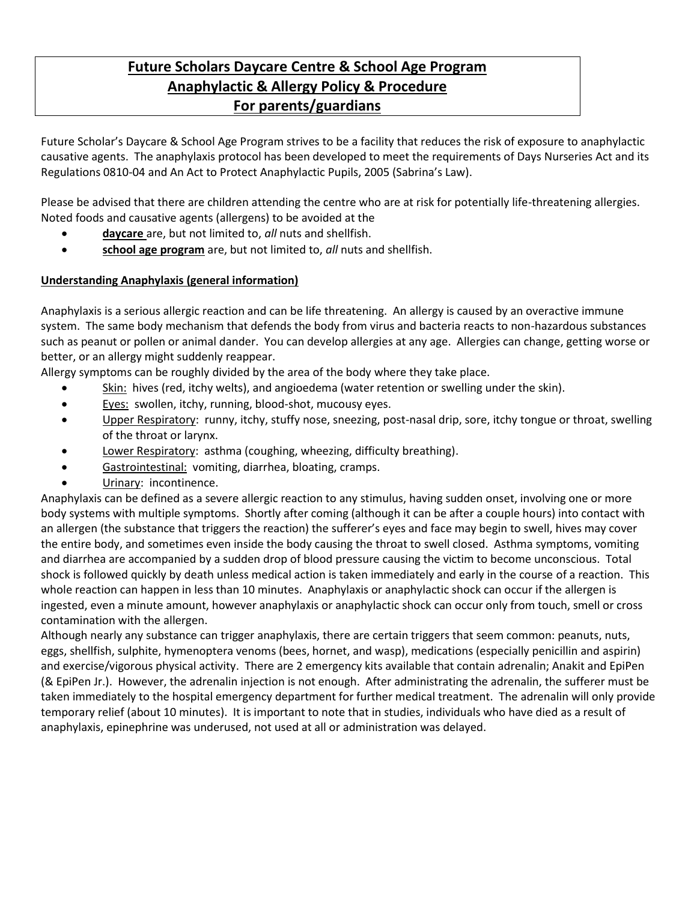# **Future Scholars Daycare Centre & School Age Program**
# **Anaphylactic & Allergy Policy & Procedure**
# **For parents/guardians**

Future Scholar's Daycare & School Age Program strives to be a facility that reduces the risk of exposure to anaphylactic causative agents. The anaphylaxis protocol has been developed to meet the requirements of Days Nurseries Act and its Regulations 0810-04 and An Act to Protect Anaphylactic Pupils, 2005 (Sabrina's Law).

Please be advised that there are children attending the centre who are at risk for potentially life-threatening allergies. Noted foods and causative agents (allergens) to be avoided at the

- **daycare** are, but not limited to, *all* nuts and shellfish.
- **school age program** are, but not limited to, *all* nuts and shellfish.

**Understanding Anaphylaxis (general information)**

Anaphylaxis is a serious allergic reaction and can be life threatening. An allergy is caused by an overactive immune system. The same body mechanism that defends the body from virus and bacteria reacts to non-hazardous substances such as peanut or pollen or animal dander. You can develop allergies at any age. Allergies can change, getting worse or better, or an allergy might suddenly reappear.

Allergy symptoms can be roughly divided by the area of the body where they take place.

- Skin: hives (red, itchy welts), and angioedema (water retention or swelling under the skin).
- Eyes: swollen, itchy, running, blood-shot, mucousy eyes.
- Upper Respiratory: runny, itchy, stuffy nose, sneezing, post-nasal drip, sore, itchy tongue or throat, swelling of the throat or larynx.
- Lower Respiratory: asthma (coughing, wheezing, difficulty breathing).
- Gastrointestinal: vomiting, diarrhea, bloating, cramps.
- Urinary: incontinence.

Anaphylaxis can be defined as a severe allergic reaction to any stimulus, having sudden onset, involving one or more body systems with multiple symptoms. Shortly after coming (although it can be after a couple hours) into contact with an allergen (the substance that triggers the reaction) the sufferer's eyes and face may begin to swell, hives may cover the entire body, and sometimes even inside the body causing the throat to swell closed. Asthma symptoms, vomiting and diarrhea are accompanied by a sudden drop of blood pressure causing the victim to become unconscious. Total shock is followed quickly by death unless medical action is taken immediately and early in the course of a reaction. This whole reaction can happen in less than 10 minutes. Anaphylaxis or anaphylactic shock can occur if the allergen is ingested, even a minute amount, however anaphylaxis or anaphylactic shock can occur only from touch, smell or cross contamination with the allergen.

Although nearly any substance can trigger anaphylaxis, there are certain triggers that seem common: peanuts, nuts, eggs, shellfish, sulphite, hymenoptera venoms (bees, hornet, and wasp), medications (especially penicillin and aspirin) and exercise/vigorous physical activity. There are 2 emergency kits available that contain adrenalin; Anakit and EpiPen (& EpiPen Jr.). However, the adrenalin injection is not enough. After administrating the adrenalin, the sufferer must be taken immediately to the hospital emergency department for further medical treatment. The adrenalin will only provide temporary relief (about 10 minutes). It is important to note that in studies, individuals who have died as a result of anaphylaxis, epinephrine was underused, not used at all or administration was delayed.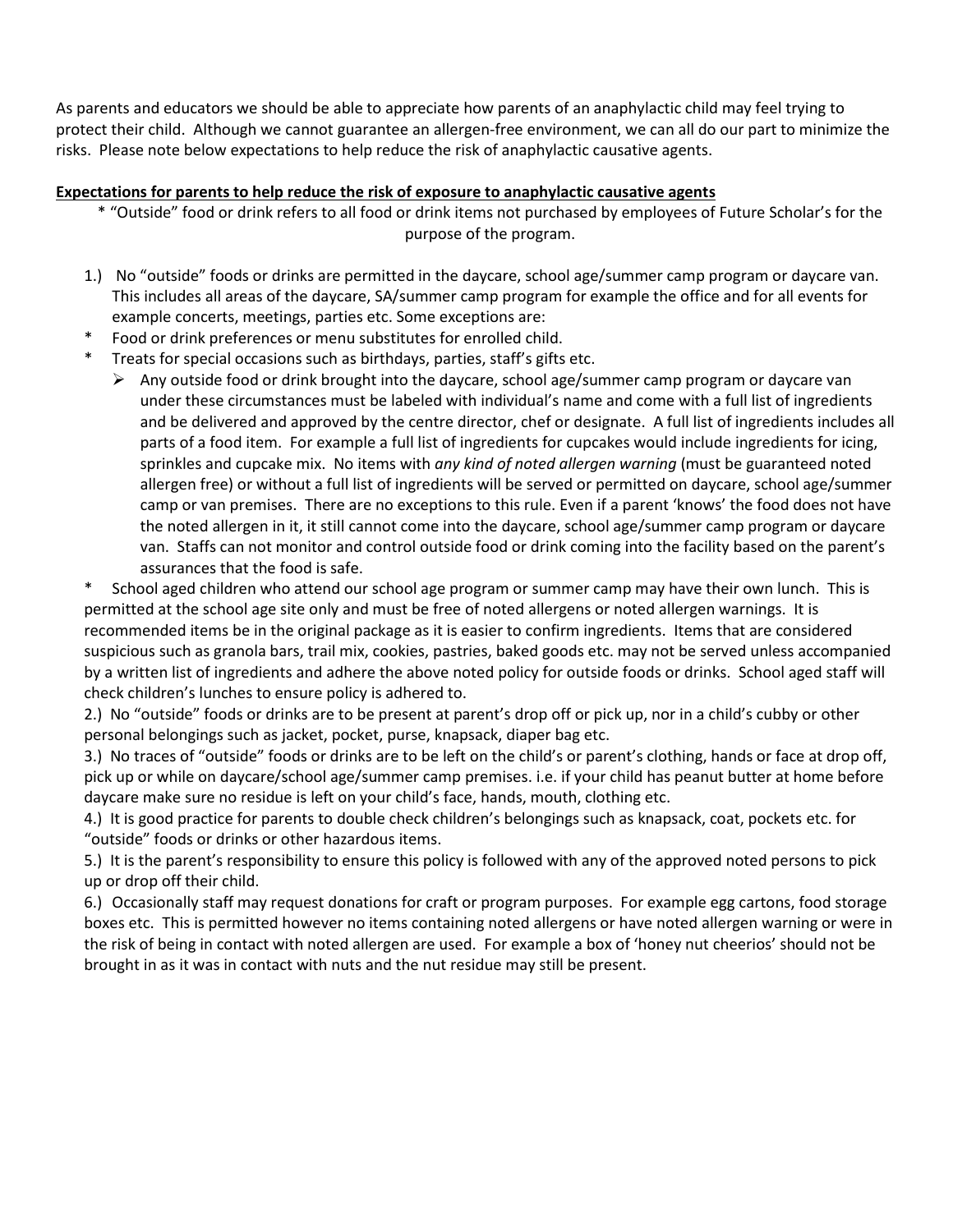As parents and educators we should be able to appreciate how parents of an anaphylactic child may feel trying to protect their child. Although we cannot guarantee an allergen-free environment, we can all do our part to minimize the risks. Please note below expectations to help reduce the risk of anaphylactic causative agents.

**Expectations for parents to help reduce the risk of exposure to anaphylactic causative agents**

* "Outside" food or drink refers to all food or drink items not purchased by employees of Future Scholar's for the purpose of the program.

1.) No "outside" foods or drinks are permitted in the daycare, school age/summer camp program or daycare van. This includes all areas of the daycare, SA/summer camp program for example the office and for all events for example concerts, meetings, parties etc. Some exceptions are:

* Food or drink preferences or menu substitutes for enrolled child.
* Treats for special occasions such as birthdays, parties, staff's gifts etc.
  - Any outside food or drink brought into the daycare, school age/summer camp program or daycare van under these circumstances must be labeled with individual's name and come with a full list of ingredients and be delivered and approved by the centre director, chef or designate. A full list of ingredients includes all parts of a food item. For example a full list of ingredients for cupcakes would include ingredients for icing, sprinkles and cupcake mix. No items with *any kind of noted allergen warning* (must be guaranteed noted allergen free) or without a full list of ingredients will be served or permitted on daycare, school age/summer camp or van premises. There are no exceptions to this rule. Even if a parent 'knows' the food does not have the noted allergen in it, it still cannot come into the daycare, school age/summer camp program or daycare van. Staffs can not monitor and control outside food or drink coming into the facility based on the parent's assurances that the food is safe.
* School aged children who attend our school age program or summer camp may have their own lunch. This is permitted at the school age site only and must be free of noted allergens or noted allergen warnings. It is recommended items be in the original package as it is easier to confirm ingredients. Items that are considered suspicious such as granola bars, trail mix, cookies, pastries, baked goods etc. may not be served unless accompanied by a written list of ingredients and adhere the above noted policy for outside foods or drinks. School aged staff will check children's lunches to ensure policy is adhered to.

2.) No "outside" foods or drinks are to be present at parent's drop off or pick up, nor in a child's cubby or other personal belongings such as jacket, pocket, purse, knapsack, diaper bag etc.

3.) No traces of "outside" foods or drinks are to be left on the child's or parent's clothing, hands or face at drop off, pick up or while on daycare/school age/summer camp premises. i.e. if your child has peanut butter at home before daycare make sure no residue is left on your child's face, hands, mouth, clothing etc.

4.) It is good practice for parents to double check children's belongings such as knapsack, coat, pockets etc. for "outside" foods or drinks or other hazardous items.

5.) It is the parent's responsibility to ensure this policy is followed with any of the approved noted persons to pick up or drop off their child.

6.) Occasionally staff may request donations for craft or program purposes. For example egg cartons, food storage boxes etc. This is permitted however no items containing noted allergens or have noted allergen warning or were in the risk of being in contact with noted allergen are used. For example a box of 'honey nut cheerios' should not be brought in as it was in contact with nuts and the nut residue may still be present.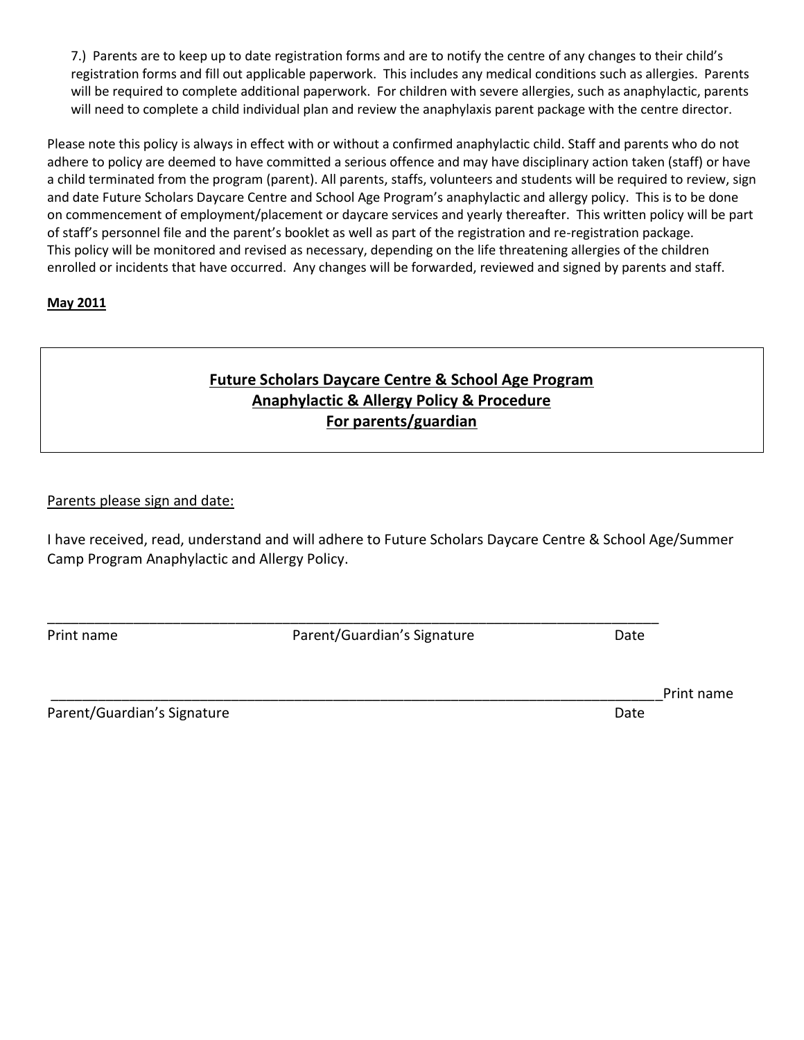7.) Parents are to keep up to date registration forms and are to notify the centre of any changes to their child's registration forms and fill out applicable paperwork. This includes any medical conditions such as allergies. Parents will be required to complete additional paperwork. For children with severe allergies, such as anaphylactic, parents will need to complete a child individual plan and review the anaphylaxis parent package with the centre director.

Please note this policy is always in effect with or without a confirmed anaphylactic child. Staff and parents who do not adhere to policy are deemed to have committed a serious offence and may have disciplinary action taken (staff) or have a child terminated from the program (parent). All parents, staffs, volunteers and students will be required to review, sign and date Future Scholars Daycare Centre and School Age Program's anaphylactic and allergy policy. This is to be done on commencement of employment/placement or daycare services and yearly thereafter. This written policy will be part of staff's personnel file and the parent's booklet as well as part of the registration and re-registration package. This policy will be monitored and revised as necessary, depending on the life threatening allergies of the children enrolled or incidents that have occurred. Any changes will be forwarded, reviewed and signed by parents and staff.

**May 2011**

## Future Scholars Daycare Centre & School Age Program
## Anaphylactic & Allergy Policy & Procedure
## For parents/guardian

Parents please sign and date:

I have received, read, understand and will adhere to Future Scholars Daycare Centre & School Age/Summer Camp Program Anaphylactic and Allergy Policy.

___________________________________________________________________________

Print name                    Parent/Guardian's Signature                    Date

___________________________________________________________________________ Print name

Parent/Guardian's Signature                    Date